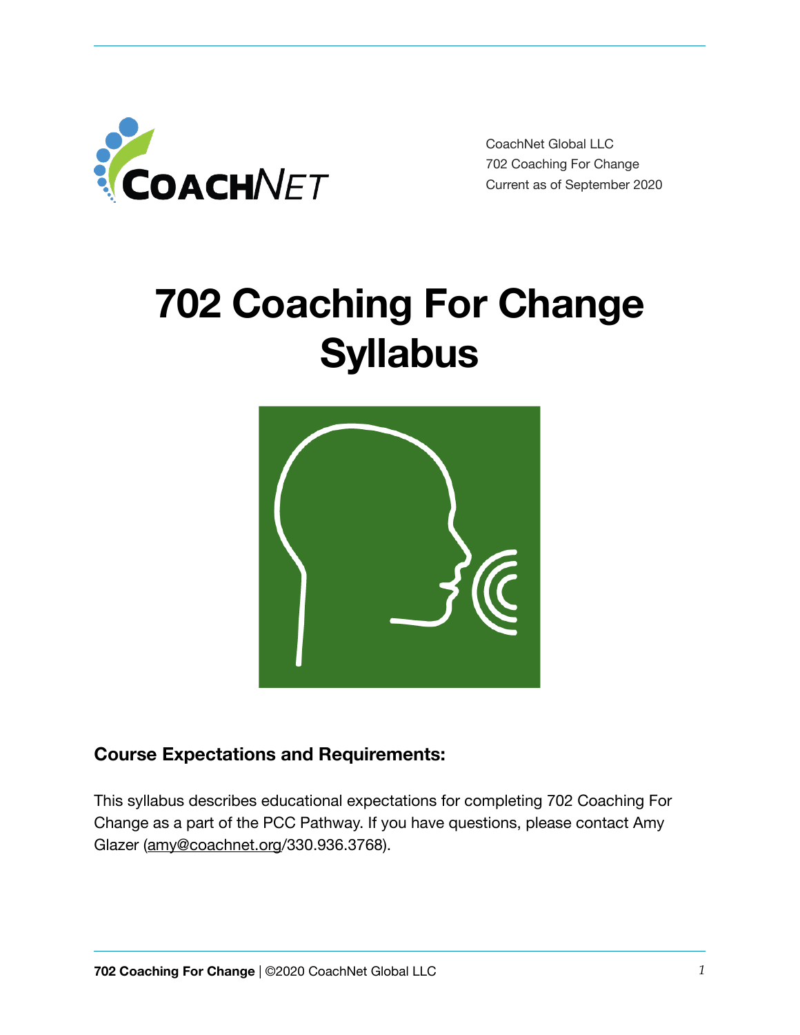CoachNet Global LLC
702 Coaching For Change
Current as of September 2020

# 702 Coaching For Change Syllabus

## Course Expectations and Requirements:

This syllabus describes educational expectations for completing 702 Coaching For Change as a part of the PCC Pathway. If you have questions, please contact Amy Glazer (amy@coachnet.org/330.936.3768).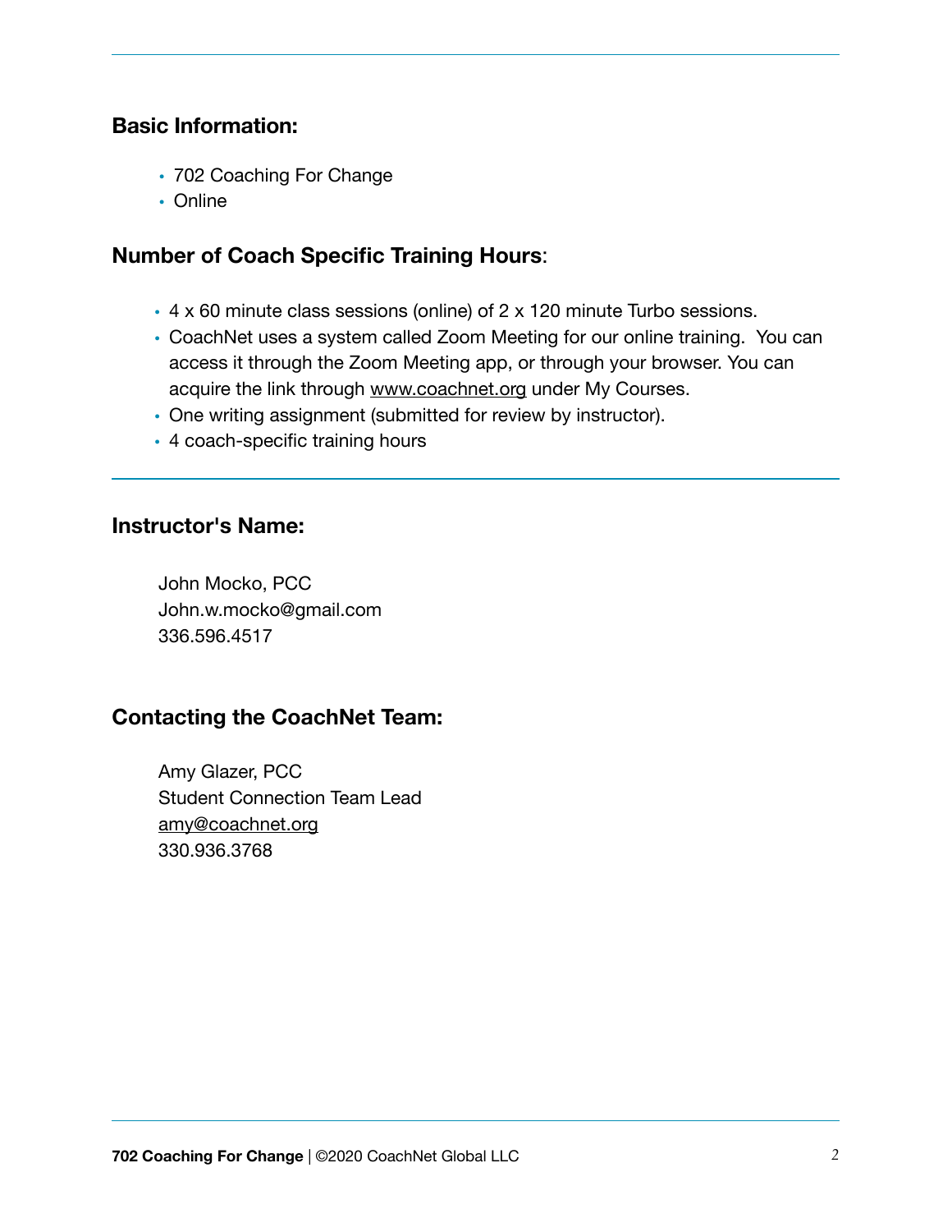## Basic Information:

- 702 Coaching For Change
- Online

## Number of Coach Specific Training Hours:

- 4 x 60 minute class sessions (online) of 2 x 120 minute Turbo sessions.
- CoachNet uses a system called Zoom Meeting for our online training. You can access it through the Zoom Meeting app, or through your browser. You can acquire the link through www.coachnet.org under My Courses.
- One writing assignment (submitted for review by instructor).
- 4 coach-specific training hours

## Instructor's Name:

John Mocko, PCC
John.w.mocko@gmail.com
336.596.4517

## Contacting the CoachNet Team:

Amy Glazer, PCC
Student Connection Team Lead
amy@coachnet.org
330.936.3768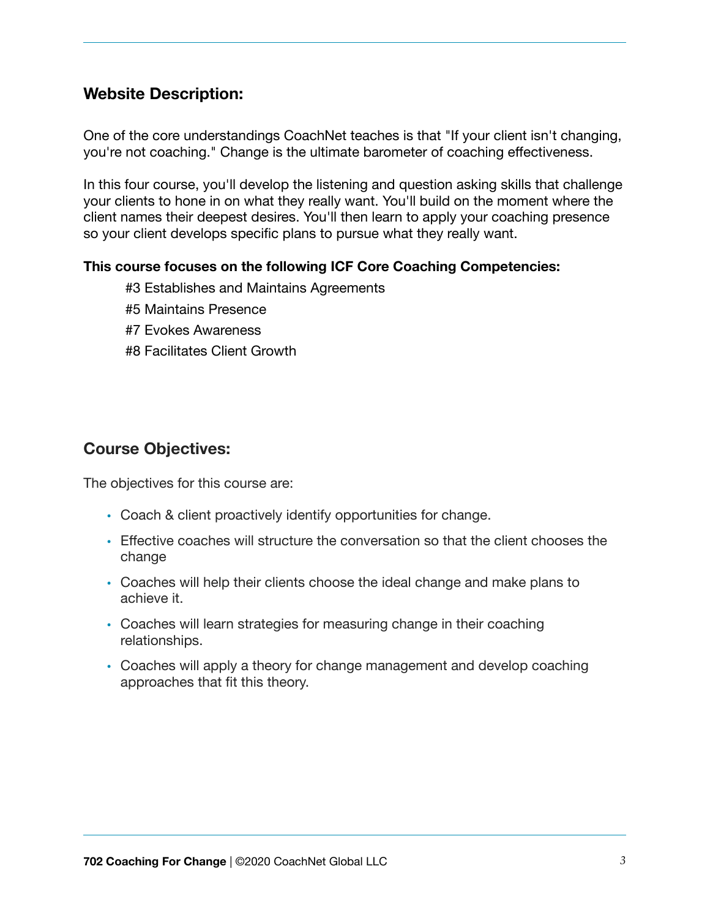## Website Description:

One of the core understandings CoachNet teaches is that "If your client isn't changing, you're not coaching." Change is the ultimate barometer of coaching effectiveness.

In this four course, you'll develop the listening and question asking skills that challenge your clients to hone in on what they really want. You'll build on the moment where the client names their deepest desires. You'll then learn to apply your coaching presence so your client develops specific plans to pursue what they really want.

**This course focuses on the following ICF Core Coaching Competencies:**

#3 Establishes and Maintains Agreements

#5 Maintains Presence

#7 Evokes Awareness

#8 Facilitates Client Growth

## Course Objectives:

The objectives for this course are:

- Coach & client proactively identify opportunities for change.
- Effective coaches will structure the conversation so that the client chooses the change
- Coaches will help their clients choose the ideal change and make plans to achieve it.
- Coaches will learn strategies for measuring change in their coaching relationships.
- Coaches will apply a theory for change management and develop coaching approaches that fit this theory.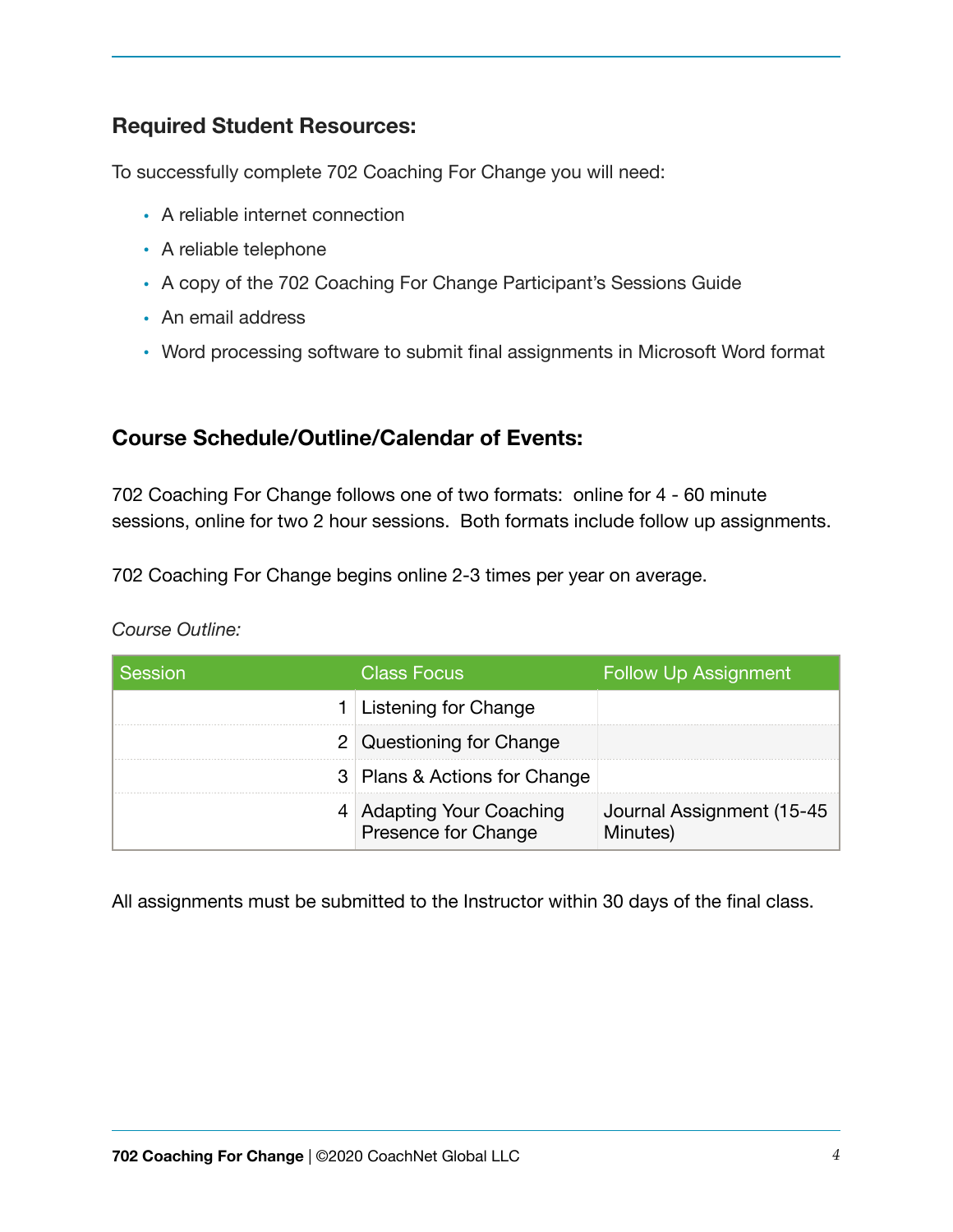## Required Student Resources:

To successfully complete 702 Coaching For Change you will need:

- A reliable internet connection
- A reliable telephone
- A copy of the 702 Coaching For Change Participant's Sessions Guide
- An email address
- Word processing software to submit final assignments in Microsoft Word format

## Course Schedule/Outline/Calendar of Events:

702 Coaching For Change follows one of two formats: online for 4 - 60 minute sessions, online for two 2 hour sessions. Both formats include follow up assignments.

702 Coaching For Change begins online 2-3 times per year on average.

*Course Outline:*

| Session | Class Focus | Follow Up Assignment |
|---|---|---|
| 1 | Listening for Change | |
| 2 | Questioning for Change | |
| 3 | Plans & Actions for Change | |
| 4 | Adapting Your Coaching Presence for Change | Journal Assignment (15-45 Minutes) |

All assignments must be submitted to the Instructor within 30 days of the final class.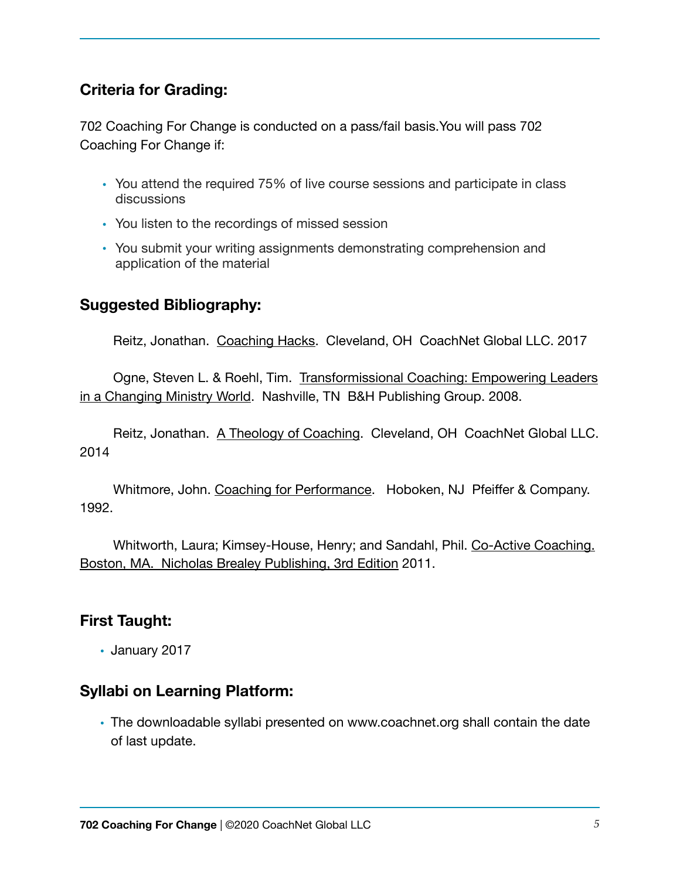## Criteria for Grading:

702 Coaching For Change is conducted on a pass/fail basis.You will pass 702 Coaching For Change if:

- You attend the required 75% of live course sessions and participate in class discussions
- You listen to the recordings of missed session
- You submit your writing assignments demonstrating comprehension and application of the material

## Suggested Bibliography:

Reitz, Jonathan. Coaching Hacks. Cleveland, OH CoachNet Global LLC. 2017

Ogne, Steven L. & Roehl, Tim. Transformissional Coaching: Empowering Leaders in a Changing Ministry World. Nashville, TN B&H Publishing Group. 2008.

Reitz, Jonathan. A Theology of Coaching. Cleveland, OH CoachNet Global LLC. 2014

Whitmore, John. Coaching for Performance. Hoboken, NJ Pfeiffer & Company. 1992.

Whitworth, Laura; Kimsey-House, Henry; and Sandahl, Phil. Co-Active Coaching. Boston, MA. Nicholas Brealey Publishing, 3rd Edition 2011.

## First Taught:

- January 2017

## Syllabi on Learning Platform:

- The downloadable syllabi presented on www.coachnet.org shall contain the date of last update.